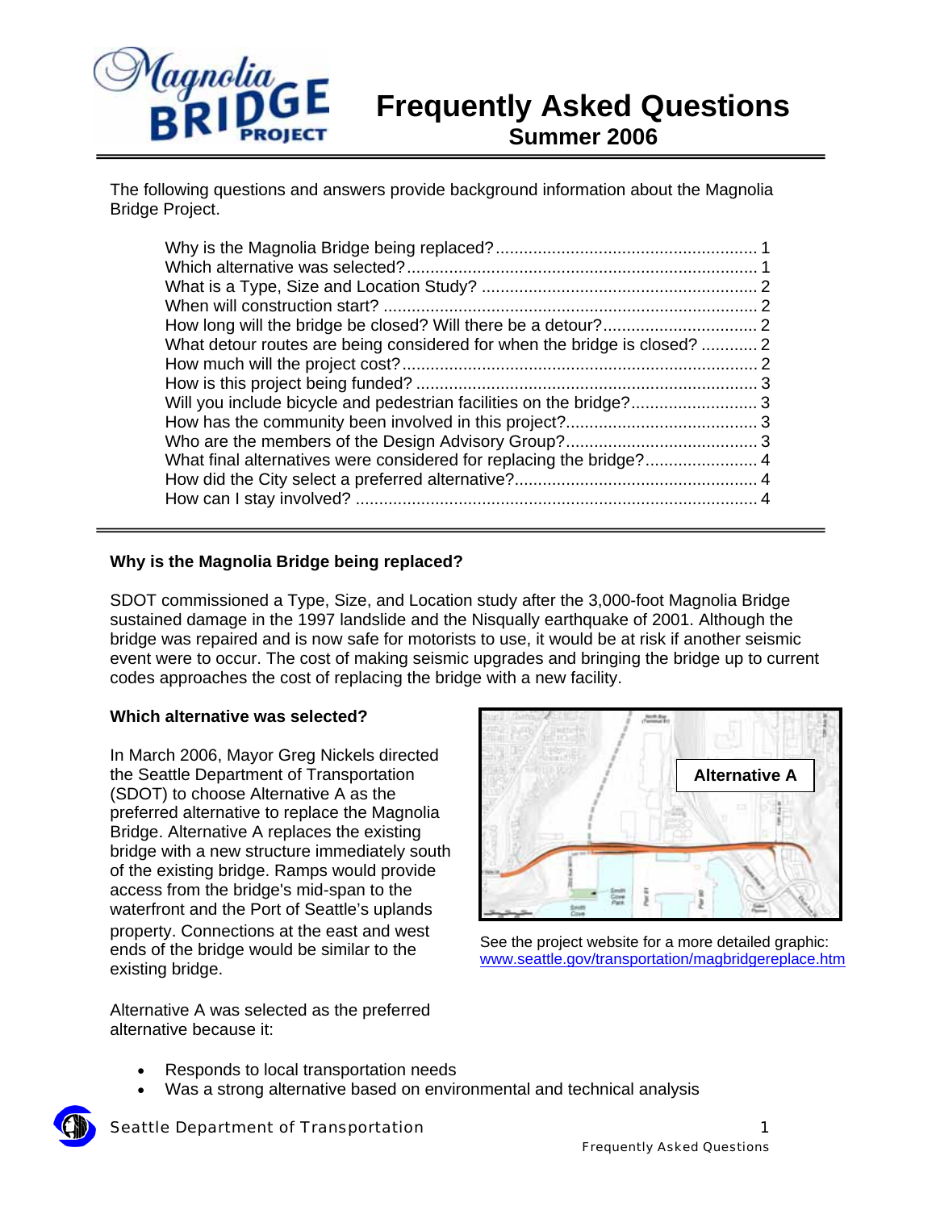# Magnolia Bridge Project

# Frequently Asked Questions
## Summer 2006

The following questions and answers provide background information about the Magnolia Bridge Project.

- Why is the Magnolia Bridge being replaced? ........ 1
- Which alternative was selected? ........ 1
- What is a Type, Size and Location Study? ........ 2
- When will construction start? ........ 2
- How long will the bridge be closed? Will there be a detour? ........ 2
- What detour routes are being considered for when the bridge is closed? ........ 2
- How much will the project cost? ........ 2
- How is this project being funded? ........ 3
- Will you include bicycle and pedestrian facilities on the bridge? ........ 3
- How has the community been involved in this project? ........ 3
- Who are the members of the Design Advisory Group? ........ 3
- What final alternatives were considered for replacing the bridge? ........ 4
- How did the City select a preferred alternative? ........ 4
- How can I stay involved? ........ 4

---

### Why is the Magnolia Bridge being replaced?

SDOT commissioned a Type, Size, and Location study after the 3,000-foot Magnolia Bridge sustained damage in the 1997 landslide and the Nisqually earthquake of 2001. Although the bridge was repaired and is now safe for motorists to use, it would be at risk if another seismic event were to occur. The cost of making seismic upgrades and bringing the bridge up to current codes approaches the cost of replacing the bridge with a new facility.

### Which alternative was selected?

In March 2006, Mayor Greg Nickels directed the Seattle Department of Transportation (SDOT) to choose Alternative A as the preferred alternative to replace the Magnolia Bridge. Alternative A replaces the existing bridge with a new structure immediately south of the existing bridge. Ramps would provide access from the bridge's mid-span to the waterfront and the Port of Seattle's uplands property. Connections at the east and west ends of the bridge would be similar to the existing bridge.

Alternative A

See the project website for a more detailed graphic: www.seattle.gov/transportation/magbridgereplace.htm

Alternative A was selected as the preferred alternative because it:

- Responds to local transportation needs
- Was a strong alternative based on environmental and technical analysis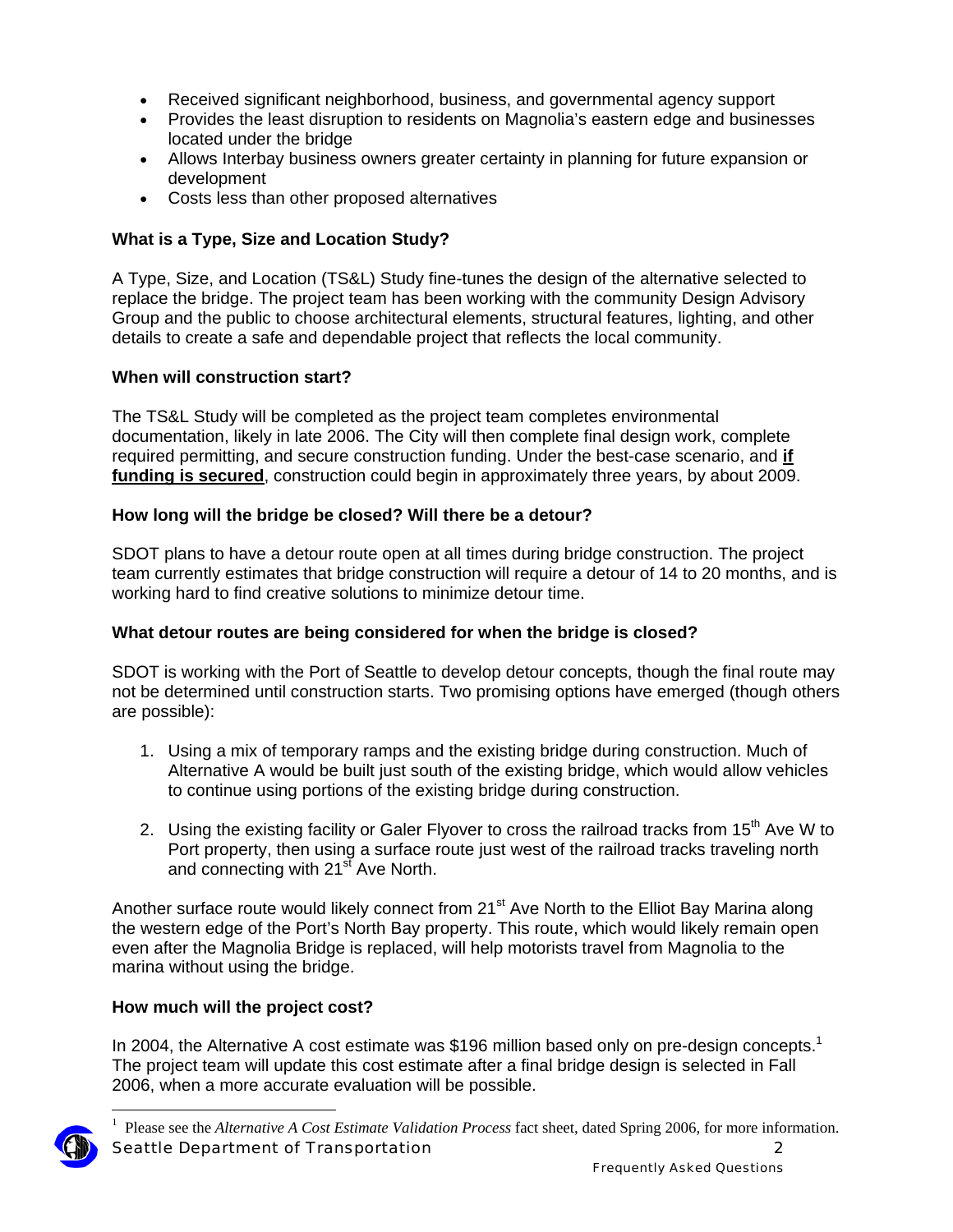- Received significant neighborhood, business, and governmental agency support
- Provides the least disruption to residents on Magnolia's eastern edge and businesses located under the bridge
- Allows Interbay business owners greater certainty in planning for future expansion or development
- Costs less than other proposed alternatives

**What is a Type, Size and Location Study?**

A Type, Size, and Location (TS&L) Study fine-tunes the design of the alternative selected to replace the bridge. The project team has been working with the community Design Advisory Group and the public to choose architectural elements, structural features, lighting, and other details to create a safe and dependable project that reflects the local community.

**When will construction start?**

The TS&L Study will be completed as the project team completes environmental documentation, likely in late 2006. The City will then complete final design work, complete required permitting, and secure construction funding. Under the best-case scenario, and **if funding is secured**, construction could begin in approximately three years, by about 2009.

**How long will the bridge be closed? Will there be a detour?**

SDOT plans to have a detour route open at all times during bridge construction. The project team currently estimates that bridge construction will require a detour of 14 to 20 months, and is working hard to find creative solutions to minimize detour time.

**What detour routes are being considered for when the bridge is closed?**

SDOT is working with the Port of Seattle to develop detour concepts, though the final route may not be determined until construction starts. Two promising options have emerged (though others are possible):

1. Using a mix of temporary ramps and the existing bridge during construction. Much of Alternative A would be built just south of the existing bridge, which would allow vehicles to continue using portions of the existing bridge during construction.

2. Using the existing facility or Galer Flyover to cross the railroad tracks from 15th Ave W to Port property, then using a surface route just west of the railroad tracks traveling north and connecting with 21st Ave North.

Another surface route would likely connect from 21st Ave North to the Elliot Bay Marina along the western edge of the Port's North Bay property. This route, which would likely remain open even after the Magnolia Bridge is replaced, will help motorists travel from Magnolia to the marina without using the bridge.

**How much will the project cost?**

In 2004, the Alternative A cost estimate was $196 million based only on pre-design concepts.[1] The project team will update this cost estimate after a final bridge design is selected in Fall 2006, when a more accurate evaluation will be possible.

[1] Please see the *Alternative A Cost Estimate Validation Process* fact sheet, dated Spring 2006, for more information.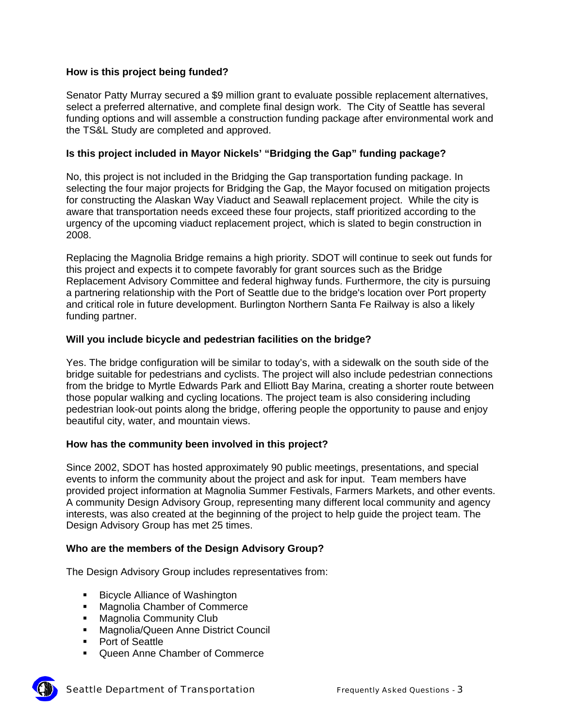**How is this project being funded?**

Senator Patty Murray secured a $9 million grant to evaluate possible replacement alternatives, select a preferred alternative, and complete final design work. The City of Seattle has several funding options and will assemble a construction funding package after environmental work and the TS&L Study are completed and approved.

**Is this project included in Mayor Nickels' "Bridging the Gap" funding package?**

No, this project is not included in the Bridging the Gap transportation funding package. In selecting the four major projects for Bridging the Gap, the Mayor focused on mitigation projects for constructing the Alaskan Way Viaduct and Seawall replacement project. While the city is aware that transportation needs exceed these four projects, staff prioritized according to the urgency of the upcoming viaduct replacement project, which is slated to begin construction in 2008.

Replacing the Magnolia Bridge remains a high priority. SDOT will continue to seek out funds for this project and expects it to compete favorably for grant sources such as the Bridge Replacement Advisory Committee and federal highway funds. Furthermore, the city is pursuing a partnering relationship with the Port of Seattle due to the bridge's location over Port property and critical role in future development. Burlington Northern Santa Fe Railway is also a likely funding partner.

**Will you include bicycle and pedestrian facilities on the bridge?**

Yes. The bridge configuration will be similar to today's, with a sidewalk on the south side of the bridge suitable for pedestrians and cyclists. The project will also include pedestrian connections from the bridge to Myrtle Edwards Park and Elliott Bay Marina, creating a shorter route between those popular walking and cycling locations. The project team is also considering including pedestrian look-out points along the bridge, offering people the opportunity to pause and enjoy beautiful city, water, and mountain views.

**How has the community been involved in this project?**

Since 2002, SDOT has hosted approximately 90 public meetings, presentations, and special events to inform the community about the project and ask for input. Team members have provided project information at Magnolia Summer Festivals, Farmers Markets, and other events. A community Design Advisory Group, representing many different local community and agency interests, was also created at the beginning of the project to help guide the project team. The Design Advisory Group has met 25 times.

**Who are the members of the Design Advisory Group?**

The Design Advisory Group includes representatives from:

- Bicycle Alliance of Washington
- Magnolia Chamber of Commerce
- Magnolia Community Club
- Magnolia/Queen Anne District Council
- Port of Seattle
- Queen Anne Chamber of Commerce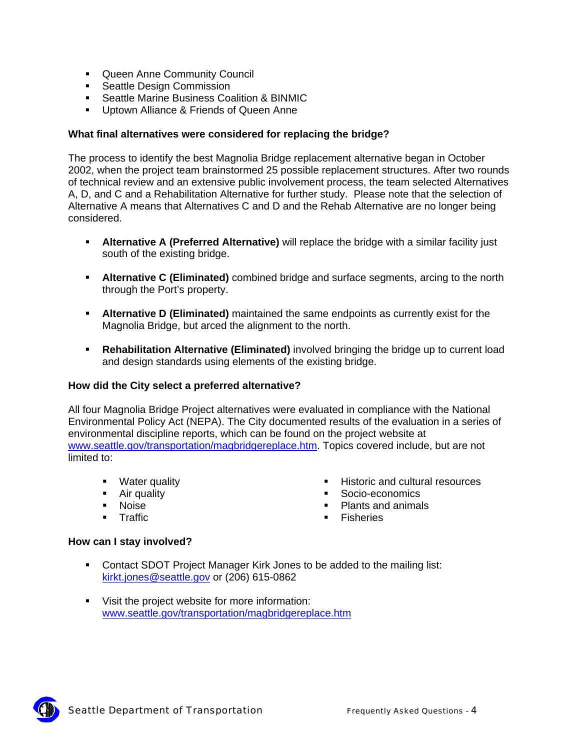- Queen Anne Community Council
- Seattle Design Commission
- Seattle Marine Business Coalition & BINMIC
- Uptown Alliance & Friends of Queen Anne

**What final alternatives were considered for replacing the bridge?**

The process to identify the best Magnolia Bridge replacement alternative began in October 2002, when the project team brainstormed 25 possible replacement structures. After two rounds of technical review and an extensive public involvement process, the team selected Alternatives A, D, and C and a Rehabilitation Alternative for further study. Please note that the selection of Alternative A means that Alternatives C and D and the Rehab Alternative are no longer being considered.

- **Alternative A (Preferred Alternative)** will replace the bridge with a similar facility just south of the existing bridge.
- **Alternative C (Eliminated)** combined bridge and surface segments, arcing to the north through the Port's property.
- **Alternative D (Eliminated)** maintained the same endpoints as currently exist for the Magnolia Bridge, but arced the alignment to the north.
- **Rehabilitation Alternative (Eliminated)** involved bringing the bridge up to current load and design standards using elements of the existing bridge.

**How did the City select a preferred alternative?**

All four Magnolia Bridge Project alternatives were evaluated in compliance with the National Environmental Policy Act (NEPA). The City documented results of the evaluation in a series of environmental discipline reports, which can be found on the project website at www.seattle.gov/transportation/magbridgereplace.htm. Topics covered include, but are not limited to:

- Water quality
- Air quality
- Noise
- Traffic
- Historic and cultural resources
- Socio-economics
- Plants and animals
- Fisheries

**How can I stay involved?**

- Contact SDOT Project Manager Kirk Jones to be added to the mailing list: kirkt.jones@seattle.gov or (206) 615-0862
- Visit the project website for more information: www.seattle.gov/transportation/magbridgereplace.htm